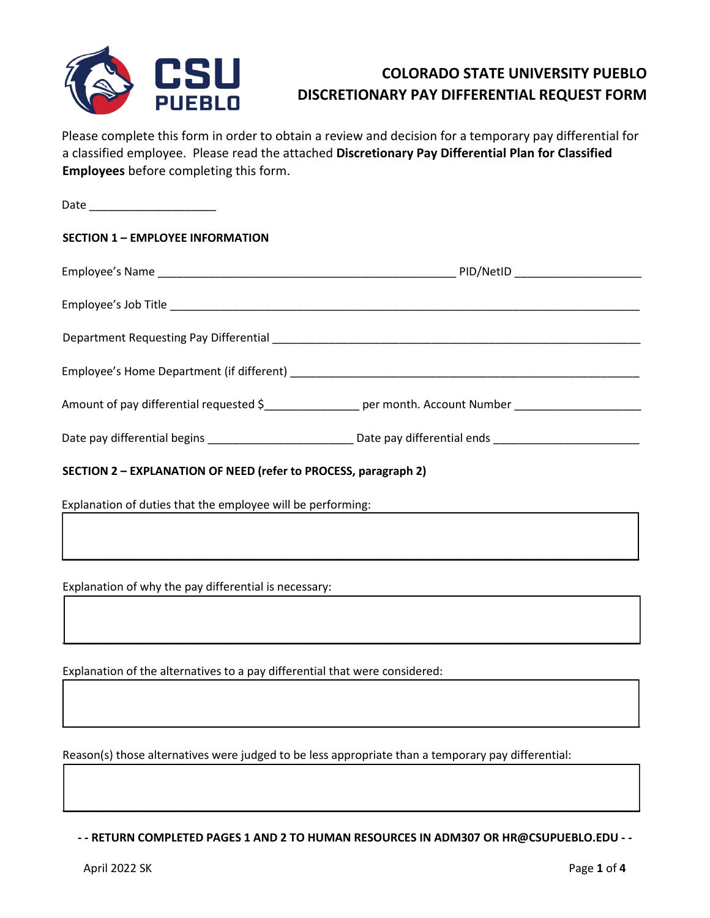# COLORADO STATE UNIVERSITY PUEBLO
# DISCRETIONARY PAY DIFFERENTIAL REQUEST FORM

Please complete this form in order to obtain a review and decision for a temporary pay differential for a classified employee. Please read the attached **Discretionary Pay Differential Plan for Classified Employees** before completing this form.

Date ____________________

**SECTION 1 – EMPLOYEE INFORMATION**

Employee's Name ________________________________________________ PID/NetID ____________________

Employee's Job Title ____________________________________________________________________________

Department Requesting Pay Differential ____________________________________________________________

Employee's Home Department (if different) _________________________________________________________

Amount of pay differential requested $_______________ per month. Account Number ____________________

Date pay differential begins _______________________ Date pay differential ends _______________________

**SECTION 2 – EXPLANATION OF NEED (refer to PROCESS, paragraph 2)**

Explanation of duties that the employee will be performing:

Explanation of why the pay differential is necessary:

Explanation of the alternatives to a pay differential that were considered:

Reason(s) those alternatives were judged to be less appropriate than a temporary pay differential:

**- - RETURN COMPLETED PAGES 1 AND 2 TO HUMAN RESOURCES IN ADM307 OR HR@CSUPUEBLO.EDU - -**

April 2022 SK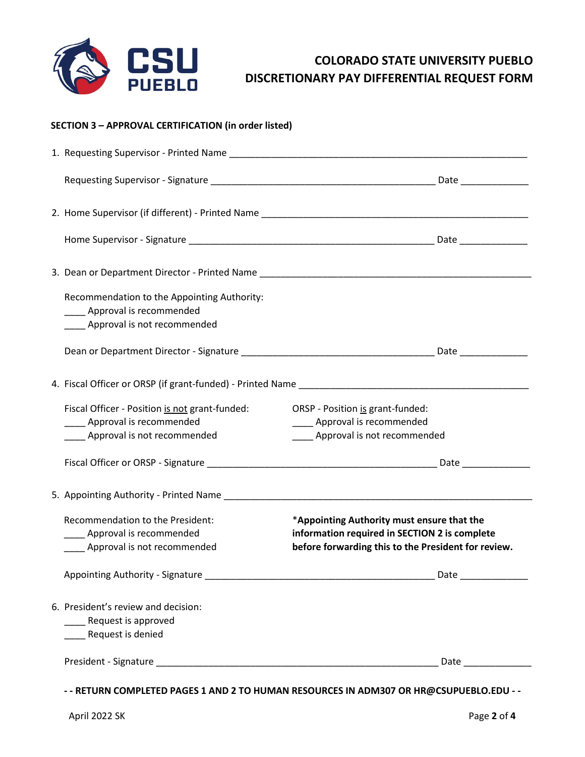# COLORADO STATE UNIVERSITY PUEBLO
# DISCRETIONARY PAY DIFFERENTIAL REQUEST FORM

**SECTION 3 – APPROVAL CERTIFICATION (in order listed)**

1. Requesting Supervisor - Printed Name ___________________________________________________________

   Requesting Supervisor - Signature _____________________________________________ Date _____________

2. Home Supervisor (if different) - Printed Name _____________________________________________________

   Home Supervisor - Signature _________________________________________________ Date _____________

3. Dean or Department Director - Printed Name _______________________________________________________

   Recommendation to the Appointing Authority:
   ____ Approval is recommended
   ____ Approval is not recommended

   Dean or Department Director - Signature _______________________________________ Date _____________

4. Fiscal Officer or ORSP (if grant-funded) - Printed Name _____________________________________________

   Fiscal Officer - Position is not grant-funded:
   ____ Approval is recommended
   ____ Approval is not recommended

   ORSP - Position is grant-funded:
   ____ Approval is recommended
   ____ Approval is not recommended

   Fiscal Officer or ORSP - Signature ______________________________________________ Date _____________

5. Appointing Authority - Printed Name ______________________________________________________________

   Recommendation to the President:
   ____ Approval is recommended
   ____ Approval is not recommended

   ***Appointing Authority must ensure that the information required in SECTION 2 is complete before forwarding this to the President for review.**

   Appointing Authority - Signature _____________________________________________ Date _____________

6. President's review and decision:
   ____ Request is approved
   ____ Request is denied

   President - Signature _______________________________________________________ Date _____________

**- - RETURN COMPLETED PAGES 1 AND 2 TO HUMAN RESOURCES IN ADM307 OR HR@CSUPUEBLO.EDU - -**

April 2022 SK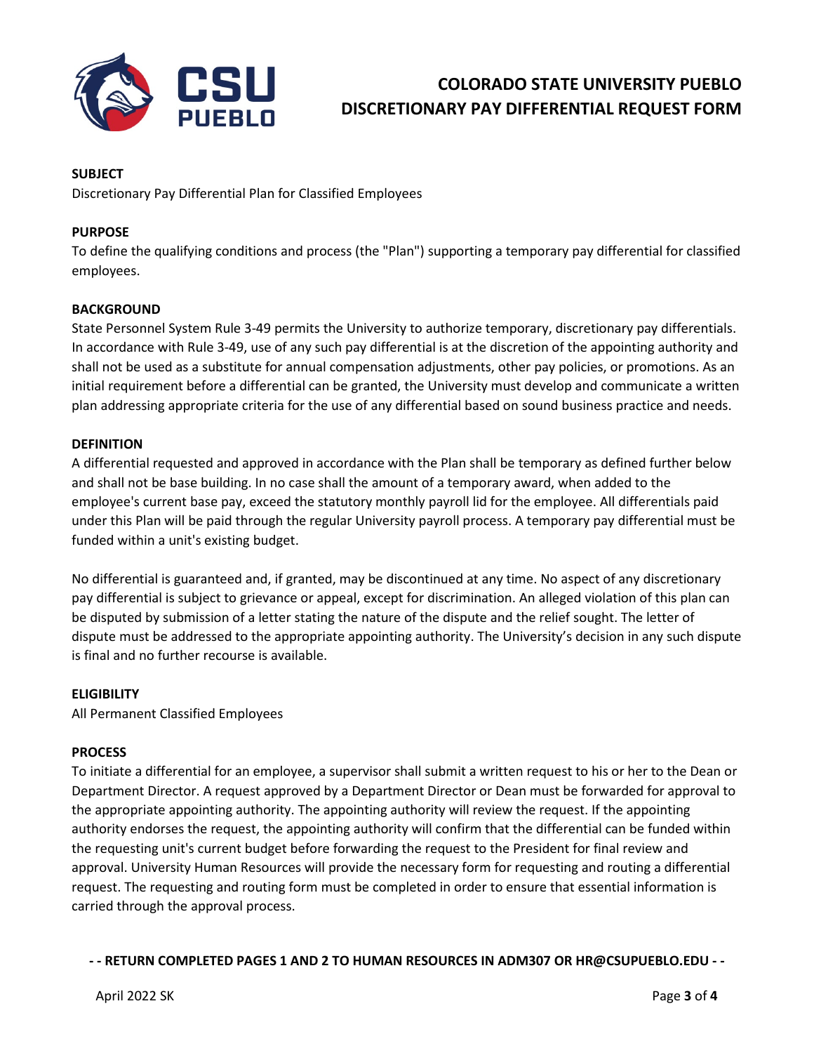# COLORADO STATE UNIVERSITY PUEBLO DISCRETIONARY PAY DIFFERENTIAL REQUEST FORM

**SUBJECT**

Discretionary Pay Differential Plan for Classified Employees

**PURPOSE**

To define the qualifying conditions and process (the "Plan") supporting a temporary pay differential for classified employees.

**BACKGROUND**

State Personnel System Rule 3-49 permits the University to authorize temporary, discretionary pay differentials. In accordance with Rule 3-49, use of any such pay differential is at the discretion of the appointing authority and shall not be used as a substitute for annual compensation adjustments, other pay policies, or promotions. As an initial requirement before a differential can be granted, the University must develop and communicate a written plan addressing appropriate criteria for the use of any differential based on sound business practice and needs.

**DEFINITION**

A differential requested and approved in accordance with the Plan shall be temporary as defined further below and shall not be base building. In no case shall the amount of a temporary award, when added to the employee's current base pay, exceed the statutory monthly payroll lid for the employee. All differentials paid under this Plan will be paid through the regular University payroll process. A temporary pay differential must be funded within a unit's existing budget.

No differential is guaranteed and, if granted, may be discontinued at any time. No aspect of any discretionary pay differential is subject to grievance or appeal, except for discrimination. An alleged violation of this plan can be disputed by submission of a letter stating the nature of the dispute and the relief sought. The letter of dispute must be addressed to the appropriate appointing authority. The University's decision in any such dispute is final and no further recourse is available.

**ELIGIBILITY**

All Permanent Classified Employees

**PROCESS**

To initiate a differential for an employee, a supervisor shall submit a written request to his or her to the Dean or Department Director. A request approved by a Department Director or Dean must be forwarded for approval to the appropriate appointing authority. The appointing authority will review the request. If the appointing authority endorses the request, the appointing authority will confirm that the differential can be funded within the requesting unit's current budget before forwarding the request to the President for final review and approval. University Human Resources will provide the necessary form for requesting and routing a differential request. The requesting and routing form must be completed in order to ensure that essential information is carried through the approval process.

**- - RETURN COMPLETED PAGES 1 AND 2 TO HUMAN RESOURCES IN ADM307 OR HR@CSUPUEBLO.EDU - -**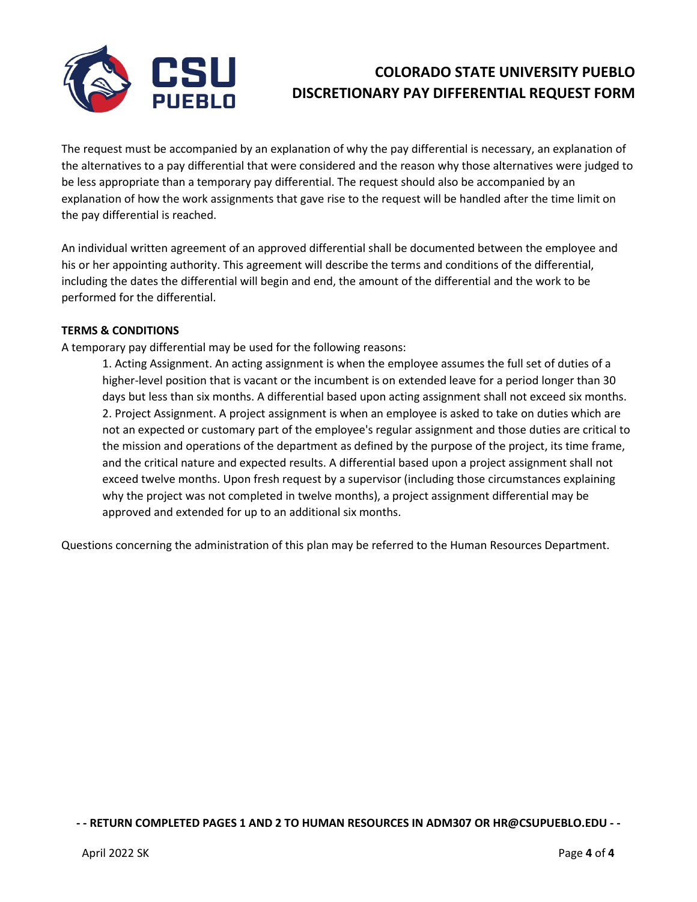# COLORADO STATE UNIVERSITY PUEBLO DISCRETIONARY PAY DIFFERENTIAL REQUEST FORM

The request must be accompanied by an explanation of why the pay differential is necessary, an explanation of the alternatives to a pay differential that were considered and the reason why those alternatives were judged to be less appropriate than a temporary pay differential. The request should also be accompanied by an explanation of how the work assignments that gave rise to the request will be handled after the time limit on the pay differential is reached.

An individual written agreement of an approved differential shall be documented between the employee and his or her appointing authority. This agreement will describe the terms and conditions of the differential, including the dates the differential will begin and end, the amount of the differential and the work to be performed for the differential.

**TERMS & CONDITIONS**

A temporary pay differential may be used for the following reasons:

1. Acting Assignment. An acting assignment is when the employee assumes the full set of duties of a higher-level position that is vacant or the incumbent is on extended leave for a period longer than 30 days but less than six months. A differential based upon acting assignment shall not exceed six months.
2. Project Assignment. A project assignment is when an employee is asked to take on duties which are not an expected or customary part of the employee's regular assignment and those duties are critical to the mission and operations of the department as defined by the purpose of the project, its time frame, and the critical nature and expected results. A differential based upon a project assignment shall not exceed twelve months. Upon fresh request by a supervisor (including those circumstances explaining why the project was not completed in twelve months), a project assignment differential may be approved and extended for up to an additional six months.

Questions concerning the administration of this plan may be referred to the Human Resources Department.

**- - RETURN COMPLETED PAGES 1 AND 2 TO HUMAN RESOURCES IN ADM307 OR HR@CSUPUEBLO.EDU - -**

April 2022 SK